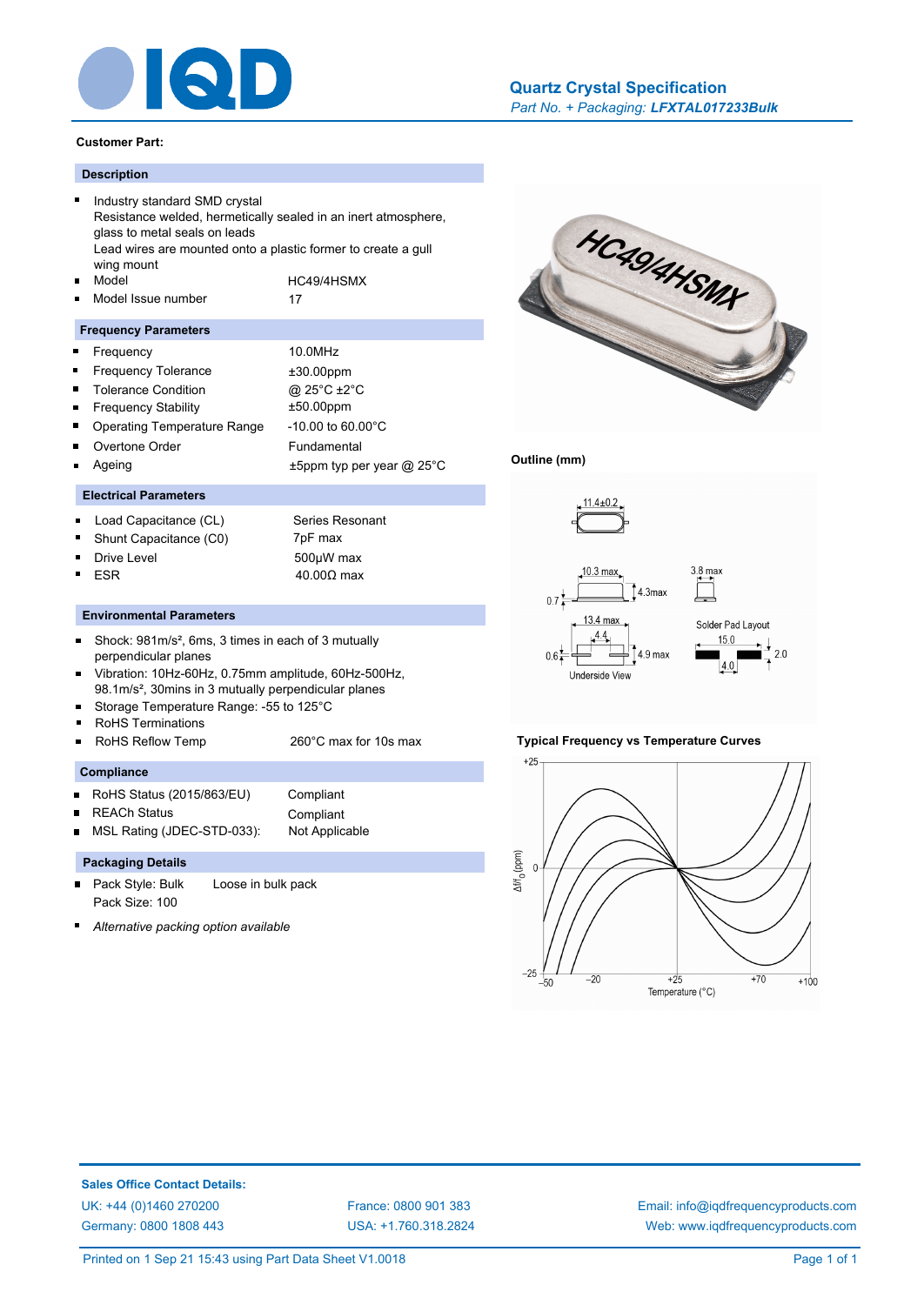# Quartz Crystal Specification

*Part No. + Packaging:* ***LFXTAL017233Bulk***

**Customer Part:**

## Description

- Industry standard SMD crystal
  Resistance welded, hermetically sealed in an inert atmosphere, glass to metal seals on leads
  Lead wires are mounted onto a plastic former to create a gull wing mount
- Model: HC49/4HSMX
- Model Issue number: 17

## Frequency Parameters

| Parameter | Value |
|---|---|
| Frequency | 10.0MHz |
| Frequency Tolerance | ±30.00ppm |
| Tolerance Condition | @ 25°C ±2°C |
| Frequency Stability | ±50.00ppm |
| Operating Temperature Range | -10.00 to 60.00°C |
| Overtone Order | Fundamental |
| Ageing | ±5ppm typ per year @ 25°C |

## Electrical Parameters

| Parameter | Value |
|---|---|
| Load Capacitance (CL) | Series Resonant |
| Shunt Capacitance (C0) | 7pF max |
| Drive Level | 500µW max |
| ESR | 40.00Ω max |

## Environmental Parameters

- Shock: 981m/s², 6ms, 3 times in each of 3 mutually perpendicular planes
- Vibration: 10Hz-60Hz, 0.75mm amplitude, 60Hz-500Hz, 98.1m/s², 30mins in 3 mutually perpendicular planes
- Storage Temperature Range: -55 to 125°C
- RoHS Terminations
- RoHS Reflow Temp: 260°C max for 10s max

## Compliance

| Parameter | Value |
|---|---|
| RoHS Status (2015/863/EU) | Compliant |
| REACh Status | Compliant |
| MSL Rating (JDEC-STD-033): | Not Applicable |

## Packaging Details

- Pack Style: Bulk — Loose in bulk pack
  Pack Size: 100
- *Alternative packing option available*

## Outline (mm)

11.4±0.2; 10.3 max; 4.3max; 0.7; 3.8 max; 13.4 max; 4.4; 0.6; 4.9 max; Underside View

Solder Pad Layout: 15.0; 2.0; 4.0

## Typical Frequency vs Temperature Curves

Δf/f0 (ppm): +25, 0, −25

Temperature (°C): −50, −20, +25, +70, +100

**Sales Office Contact Details:**

UK: +44 (0)1460 270200
Germany: 0800 1808 443
France: 0800 901 383
USA: +1.760.318.2824
Email: info@iqdfrequencyproducts.com
Web: www.iqdfrequencyproducts.com

Printed on 1 Sep 21 15:43 using Part Data Sheet V1.0018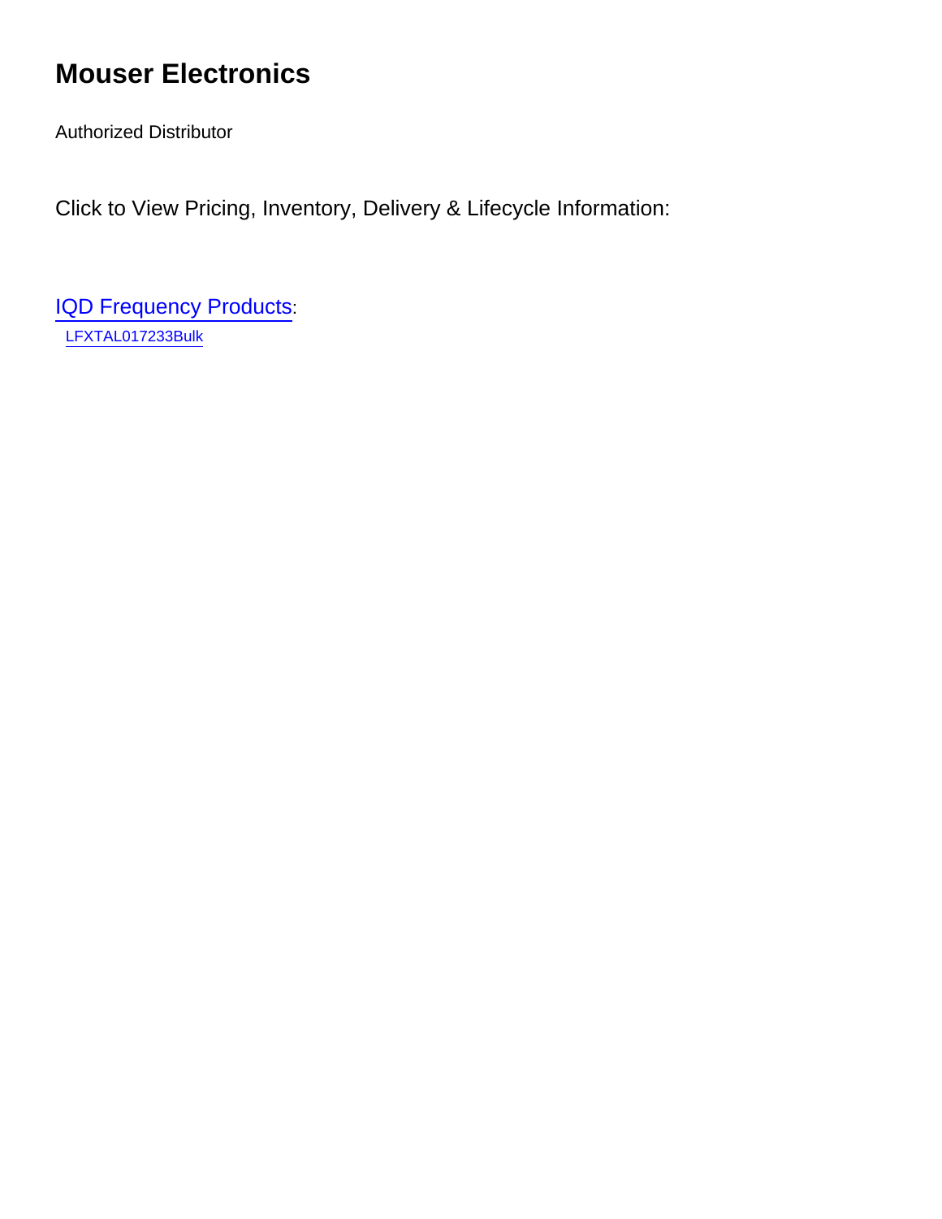# Mouser Electronics

Authorized Distributor

Click to View Pricing, Inventory, Delivery & Lifecycle Information:

IQD Frequency Products:

LFXTAL017233Bulk